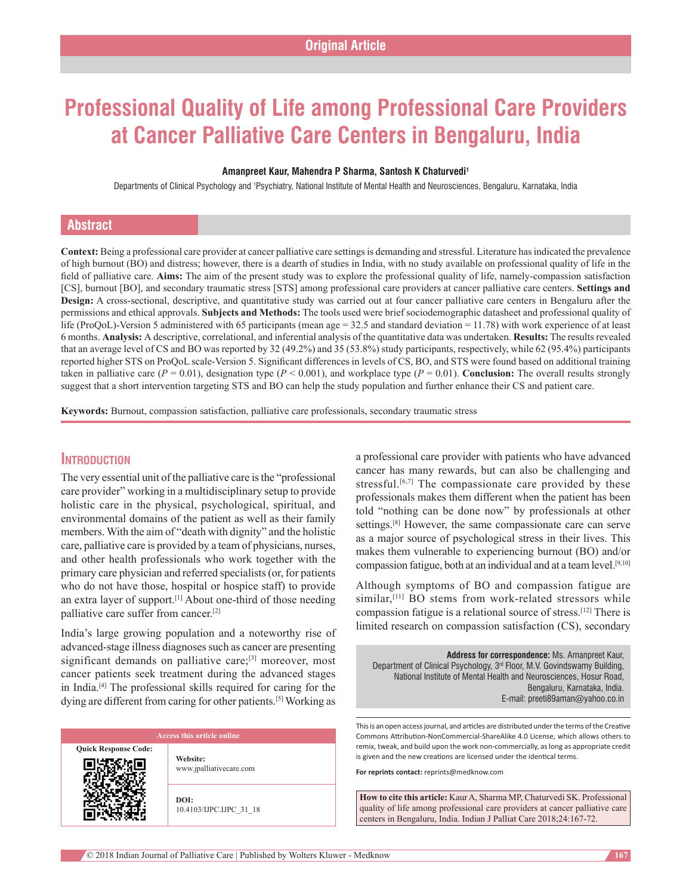Original Article

# Professional Quality of Life among Professional Care Providers at Cancer Palliative Care Centers in Bengaluru, India

**Amanpreet Kaur, Mahendra P Sharma, Santosh K Chaturvedi[1]**

Departments of Clinical Psychology and [1]Psychiatry, National Institute of Mental Health and Neurosciences, Bengaluru, Karnataka, India

## Abstract

**Context:** Being a professional care provider at cancer palliative care settings is demanding and stressful. Literature has indicated the prevalence of high burnout (BO) and distress; however, there is a dearth of studies in India, with no study available on professional quality of life in the field of palliative care. **Aims:** The aim of the present study was to explore the professional quality of life, namely-compassion satisfaction [CS], burnout [BO], and secondary traumatic stress [STS] among professional care providers at cancer palliative care centers. **Settings and Design:** A cross-sectional, descriptive, and quantitative study was carried out at four cancer palliative care centers in Bengaluru after the permissions and ethical approvals. **Subjects and Methods:** The tools used were brief sociodemographic datasheet and professional quality of life (ProQoL)-Version 5 administered with 65 participants (mean age = 32.5 and standard deviation = 11.78) with work experience of at least 6 months. **Analysis:** A descriptive, correlational, and inferential analysis of the quantitative data was undertaken. **Results:** The results revealed that an average level of CS and BO was reported by 32 (49.2%) and 35 (53.8%) study participants, respectively, while 62 (95.4%) participants reported higher STS on ProQoL scale-Version 5. Significant differences in levels of CS, BO, and STS were found based on additional training taken in palliative care ($P = 0.01$), designation type ($P < 0.001$), and workplace type ($P = 0.01$). **Conclusion:** The overall results strongly suggest that a short intervention targeting STS and BO can help the study population and further enhance their CS and patient care.

**Keywords:** Burnout, compassion satisfaction, palliative care professionals, secondary traumatic stress

## Introduction

The very essential unit of the palliative care is the "professional care provider" working in a multidisciplinary setup to provide holistic care in the physical, psychological, spiritual, and environmental domains of the patient as well as their family members. With the aim of "death with dignity" and the holistic care, palliative care is provided by a team of physicians, nurses, and other health professionals who work together with the primary care physician and referred specialists (or, for patients who do not have those, hospital or hospice staff) to provide an extra layer of support.[1] About one-third of those needing palliative care suffer from cancer.[2]

India's large growing population and a noteworthy rise of advanced-stage illness diagnoses such as cancer are presenting significant demands on palliative care;[3] moreover, most cancer patients seek treatment during the advanced stages in India.[4] The professional skills required for caring for the dying are different from caring for other patients.[5] Working as a professional care provider with patients who have advanced cancer has many rewards, but can also be challenging and stressful.[6,7] The compassionate care provided by these professionals makes them different when the patient has been told "nothing can be done now" by professionals at other settings.[8] However, the same compassionate care can serve as a major source of psychological stress in their lives. This makes them vulnerable to experiencing burnout (BO) and/or compassion fatigue, both at an individual and at a team level.[9,10]

Although symptoms of BO and compassion fatigue are similar,[11] BO stems from work-related stressors while compassion fatigue is a relational source of stress.[12] There is limited research on compassion satisfaction (CS), secondary

**Address for correspondence:** Ms. Amanpreet Kaur, Department of Clinical Psychology, 3rd Floor, M.V. Govindswamy Building, National Institute of Mental Health and Neurosciences, Hosur Road, Bengaluru, Karnataka, India. E-mail: preeti89aman@yahoo.co.in

| Access this article online | |
|---|---|
| Quick Response Code: | Website: www.jpalliativecare.com |
| | DOI: 10.4103/IJPC.IJPC_31_18 |

This is an open access journal, and articles are distributed under the terms of the Creative Commons Attribution-NonCommercial-ShareAlike 4.0 License, which allows others to remix, tweak, and build upon the work non-commercially, as long as appropriate credit is given and the new creations are licensed under the identical terms.

**For reprints contact:** reprints@medknow.com

**How to cite this article:** Kaur A, Sharma MP, Chaturvedi SK. Professional quality of life among professional care providers at cancer palliative care centers in Bengaluru, India. Indian J Palliat Care 2018;24:167-72.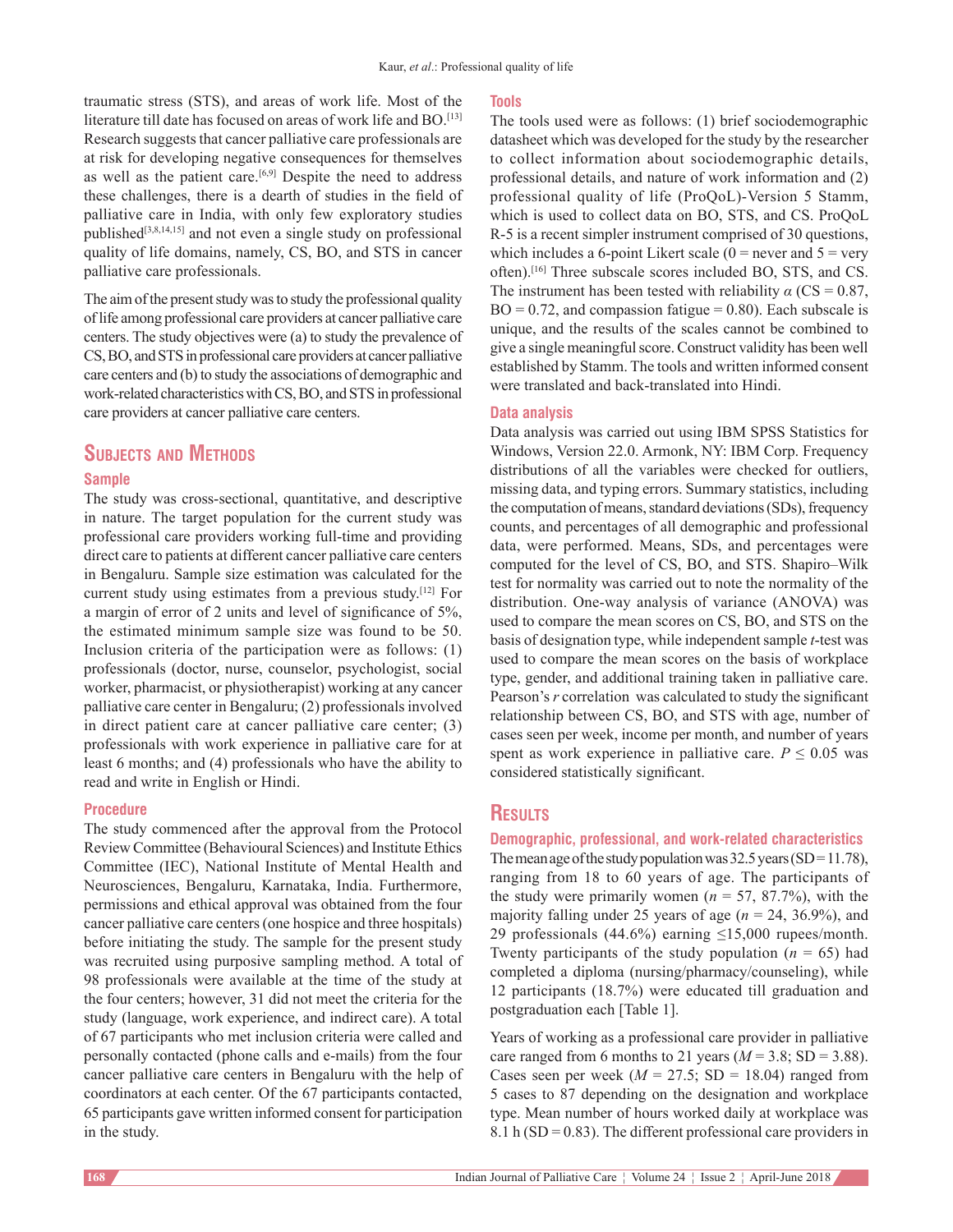traumatic stress (STS), and areas of work life. Most of the literature till date has focused on areas of work life and BO.[13] Research suggests that cancer palliative care professionals are at risk for developing negative consequences for themselves as well as the patient care.[6,9] Despite the need to address these challenges, there is a dearth of studies in the field of palliative care in India, with only few exploratory studies published[3,8,14,15] and not even a single study on professional quality of life domains, namely, CS, BO, and STS in cancer palliative care professionals.

The aim of the present study was to study the professional quality of life among professional care providers at cancer palliative care centers. The study objectives were (a) to study the prevalence of CS, BO, and STS in professional care providers at cancer palliative care centers and (b) to study the associations of demographic and work-related characteristics with CS, BO, and STS in professional care providers at cancer palliative care centers.

## Subjects and Methods

### Sample

The study was cross-sectional, quantitative, and descriptive in nature. The target population for the current study was professional care providers working full-time and providing direct care to patients at different cancer palliative care centers in Bengaluru. Sample size estimation was calculated for the current study using estimates from a previous study.[12] For a margin of error of 2 units and level of significance of 5%, the estimated minimum sample size was found to be 50. Inclusion criteria of the participation were as follows: (1) professionals (doctor, nurse, counselor, psychologist, social worker, pharmacist, or physiotherapist) working at any cancer palliative care center in Bengaluru; (2) professionals involved in direct patient care at cancer palliative care center; (3) professionals with work experience in palliative care for at least 6 months; and (4) professionals who have the ability to read and write in English or Hindi.

### Procedure

The study commenced after the approval from the Protocol Review Committee (Behavioural Sciences) and Institute Ethics Committee (IEC), National Institute of Mental Health and Neurosciences, Bengaluru, Karnataka, India. Furthermore, permissions and ethical approval was obtained from the four cancer palliative care centers (one hospice and three hospitals) before initiating the study. The sample for the present study was recruited using purposive sampling method. A total of 98 professionals were available at the time of the study at the four centers; however, 31 did not meet the criteria for the study (language, work experience, and indirect care). A total of 67 participants who met inclusion criteria were called and personally contacted (phone calls and e-mails) from the four cancer palliative care centers in Bengaluru with the help of coordinators at each center. Of the 67 participants contacted, 65 participants gave written informed consent for participation in the study.

### Tools

The tools used were as follows: (1) brief sociodemographic datasheet which was developed for the study by the researcher to collect information about sociodemographic details, professional details, and nature of work information and (2) professional quality of life (ProQoL)-Version 5 Stamm, which is used to collect data on BO, STS, and CS. ProQoL R-5 is a recent simpler instrument comprised of 30 questions, which includes a 6-point Likert scale (0 = never and 5 = very often).[16] Three subscale scores included BO, STS, and CS. The instrument has been tested with reliability $\alpha$ (CS = 0.87, BO = 0.72, and compassion fatigue = 0.80). Each subscale is unique, and the results of the scales cannot be combined to give a single meaningful score. Construct validity has been well established by Stamm. The tools and written informed consent were translated and back-translated into Hindi.

### Data analysis

Data analysis was carried out using IBM SPSS Statistics for Windows, Version 22.0. Armonk, NY: IBM Corp. Frequency distributions of all the variables were checked for outliers, missing data, and typing errors. Summary statistics, including the computation of means, standard deviations (SDs), frequency counts, and percentages of all demographic and professional data, were performed. Means, SDs, and percentages were computed for the level of CS, BO, and STS. Shapiro–Wilk test for normality was carried out to note the normality of the distribution. One-way analysis of variance (ANOVA) was used to compare the mean scores on CS, BO, and STS on the basis of designation type, while independent sample *t*-test was used to compare the mean scores on the basis of workplace type, gender, and additional training taken in palliative care. Pearson's *r* correlation was calculated to study the significant relationship between CS, BO, and STS with age, number of cases seen per week, income per month, and number of years spent as work experience in palliative care. $P \leq 0.05$ was considered statistically significant.

## Results

### Demographic, professional, and work-related characteristics

The mean age of the study population was 32.5 years (SD = 11.78), ranging from 18 to 60 years of age. The participants of the study were primarily women ($n$ = 57, 87.7%), with the majority falling under 25 years of age ($n$ = 24, 36.9%), and 29 professionals (44.6%) earning ≤15,000 rupees/month. Twenty participants of the study population ($n$ = 65) had completed a diploma (nursing/pharmacy/counseling), while 12 participants (18.7%) were educated till graduation and postgraduation each [Table 1].

Years of working as a professional care provider in palliative care ranged from 6 months to 21 years ($M$ = 3.8; SD = 3.88). Cases seen per week ($M$ = 27.5; SD = 18.04) ranged from 5 cases to 87 depending on the designation and workplace type. Mean number of hours worked daily at workplace was 8.1 h (SD = 0.83). The different professional care providers in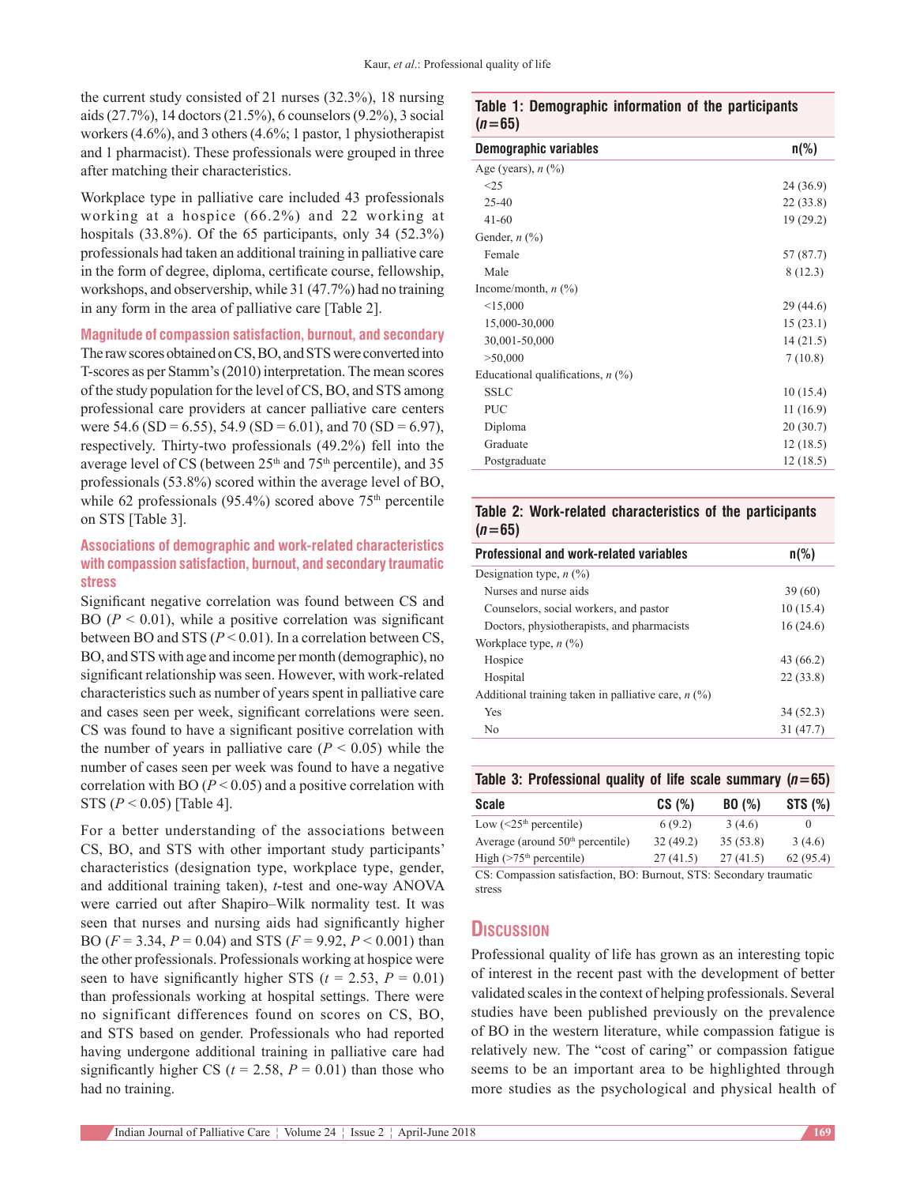the current study consisted of 21 nurses (32.3%), 18 nursing aids (27.7%), 14 doctors (21.5%), 6 counselors (9.2%), 3 social workers (4.6%), and 3 others (4.6%; 1 pastor, 1 physiotherapist and 1 pharmacist). These professionals were grouped in three after matching their characteristics.

Workplace type in palliative care included 43 professionals working at a hospice (66.2%) and 22 working at hospitals (33.8%). Of the 65 participants, only 34 (52.3%) professionals had taken an additional training in palliative care in the form of degree, diploma, certificate course, fellowship, workshops, and observership, while 31 (47.7%) had no training in any form in the area of palliative care [Table 2].

### Magnitude of compassion satisfaction, burnout, and secondary

The raw scores obtained on CS, BO, and STS were converted into T-scores as per Stamm's (2010) interpretation. The mean scores of the study population for the level of CS, BO, and STS among professional care providers at cancer palliative care centers were 54.6 (SD = 6.55), 54.9 (SD = 6.01), and 70 (SD = 6.97), respectively. Thirty-two professionals (49.2%) fell into the average level of CS (between 25th and 75th percentile), and 35 professionals (53.8%) scored within the average level of BO, while 62 professionals (95.4%) scored above 75th percentile on STS [Table 3].

### Associations of demographic and work-related characteristics with compassion satisfaction, burnout, and secondary traumatic stress

Significant negative correlation was found between CS and BO ($P < 0.01$), while a positive correlation was significant between BO and STS ($P < 0.01$). In a correlation between CS, BO, and STS with age and income per month (demographic), no significant relationship was seen. However, with work-related characteristics such as number of years spent in palliative care and cases seen per week, significant correlations were seen. CS was found to have a significant positive correlation with the number of years in palliative care ($P < 0.05$) while the number of cases seen per week was found to have a negative correlation with BO ($P < 0.05$) and a positive correlation with STS ($P < 0.05$) [Table 4].

For a better understanding of the associations between CS, BO, and STS with other important study participants' characteristics (designation type, workplace type, gender, and additional training taken), *t*-test and one-way ANOVA were carried out after Shapiro–Wilk normality test. It was seen that nurses and nursing aids had significantly higher BO ($F = 3.34$, $P = 0.04$) and STS ($F = 9.92$, $P < 0.001$) than the other professionals. Professionals working at hospice were seen to have significantly higher STS ($t = 2.53$, $P = 0.01$) than professionals working at hospital settings. There were no significant differences found on scores on CS, BO, and STS based on gender. Professionals who had reported having undergone additional training in palliative care had significantly higher CS ($t = 2.58$, $P = 0.01$) than those who had no training.

**Table 1: Demographic information of the participants (*n*=65)**

| Demographic variables | n(%) |
|---|---|
| Age (years), *n* (%) | |
| <25 | 24 (36.9) |
| 25-40 | 22 (33.8) |
| 41-60 | 19 (29.2) |
| Gender, *n* (%) | |
| Female | 57 (87.7) |
| Male | 8 (12.3) |
| Income/month, *n* (%) | |
| <15,000 | 29 (44.6) |
| 15,000-30,000 | 15 (23.1) |
| 30,001-50,000 | 14 (21.5) |
| >50,000 | 7 (10.8) |
| Educational qualifications, *n* (%) | |
| SSLC | 10 (15.4) |
| PUC | 11 (16.9) |
| Diploma | 20 (30.7) |
| Graduate | 12 (18.5) |
| Postgraduate | 12 (18.5) |

**Table 2: Work-related characteristics of the participants (*n*=65)**

| Professional and work-related variables | n(%) |
|---|---|
| Designation type, *n* (%) | |
| Nurses and nurse aids | 39 (60) |
| Counselors, social workers, and pastor | 10 (15.4) |
| Doctors, physiotherapists, and pharmacists | 16 (24.6) |
| Workplace type, *n* (%) | |
| Hospice | 43 (66.2) |
| Hospital | 22 (33.8) |
| Additional training taken in palliative care, *n* (%) | |
| Yes | 34 (52.3) |
| No | 31 (47.7) |

**Table 3: Professional quality of life scale summary (*n*=65)**

| Scale | CS (%) | BO (%) | STS (%) |
|---|---|---|---|
| Low (<25th percentile) | 6 (9.2) | 3 (4.6) | 0 |
| Average (around 50th percentile) | 32 (49.2) | 35 (53.8) | 3 (4.6) |
| High (>75th percentile) | 27 (41.5) | 27 (41.5) | 62 (95.4) |

CS: Compassion satisfaction, BO: Burnout, STS: Secondary traumatic stress

## Discussion

Professional quality of life has grown as an interesting topic of interest in the recent past with the development of better validated scales in the context of helping professionals. Several studies have been published previously on the prevalence of BO in the western literature, while compassion fatigue is relatively new. The "cost of caring" or compassion fatigue seems to be an important area to be highlighted through more studies as the psychological and physical health of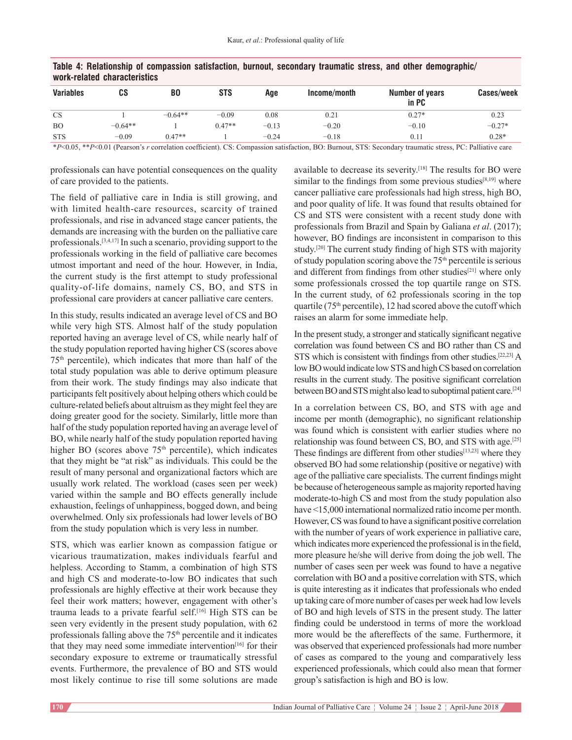**Table 4: Relationship of compassion satisfaction, burnout, secondary traumatic stress, and other demographic/work-related characteristics**

| Variables | CS | BO | STS | Age | Income/month | Number of years in PC | Cases/week |
|---|---|---|---|---|---|---|---|
| CS | 1 | −0.64** | −0.09 | 0.08 | 0.21 | 0.27* | 0.23 |
| BO | −0.64** | 1 | 0.47** | −0.13 | −0.20 | −0.10 | −0.27* |
| STS | −0.09 | 0.47** | 1 | −0.24 | −0.18 | 0.11 | 0.28* |

*$P<0.05$, **$P<0.01$ (Pearson's $r$ correlation coefficient). CS: Compassion satisfaction, BO: Burnout, STS: Secondary traumatic stress, PC: Palliative care

professionals can have potential consequences on the quality of care provided to the patients.

The field of palliative care in India is still growing, and with limited health-care resources, scarcity of trained professionals, and rise in advanced stage cancer patients, the demands are increasing with the burden on the palliative care professionals.[3,4,17] In such a scenario, providing support to the professionals working in the field of palliative care becomes utmost important and need of the hour. However, in India, the current study is the first attempt to study professional quality-of-life domains, namely CS, BO, and STS in professional care providers at cancer palliative care centers.

In this study, results indicated an average level of CS and BO while very high STS. Almost half of the study population reported having an average level of CS, while nearly half of the study population reported having higher CS (scores above 75th percentile), which indicates that more than half of the total study population was able to derive optimum pleasure from their work. The study findings may also indicate that participants felt positively about helping others which could be culture-related beliefs about altruism as they might feel they are doing greater good for the society. Similarly, little more than half of the study population reported having an average level of BO, while nearly half of the study population reported having higher BO (scores above 75th percentile), which indicates that they might be "at risk" as individuals. This could be the result of many personal and organizational factors which are usually work related. The workload (cases seen per week) varied within the sample and BO effects generally include exhaustion, feelings of unhappiness, bogged down, and being overwhelmed. Only six professionals had lower levels of BO from the study population which is very less in number.

STS, which was earlier known as compassion fatigue or vicarious traumatization, makes individuals fearful and helpless. According to Stamm, a combination of high STS and high CS and moderate-to-low BO indicates that such professionals are highly effective at their work because they feel their work matters; however, engagement with other's trauma leads to a private fearful self.[16] High STS can be seen very evidently in the present study population, with 62 professionals falling above the 75th percentile and it indicates that they may need some immediate intervention[16] for their secondary exposure to extreme or traumatically stressful events. Furthermore, the prevalence of BO and STS would most likely continue to rise till some solutions are made available to decrease its severity.[18] The results for BO were similar to the findings from some previous studies[8,19] where cancer palliative care professionals had high stress, high BO, and poor quality of life. It was found that results obtained for CS and STS were consistent with a recent study done with professionals from Brazil and Spain by Galiana *et al*. (2017); however, BO findings are inconsistent in comparison to this study.[20] The current study finding of high STS with majority of study population scoring above the 75th percentile is serious and different from findings from other studies[21] where only some professionals crossed the top quartile range on STS. In the current study, of 62 professionals scoring in the top quartile (75th percentile), 12 had scored above the cutoff which raises an alarm for some immediate help.

In the present study, a stronger and statically significant negative correlation was found between CS and BO rather than CS and STS which is consistent with findings from other studies.[22,23] A low BO would indicate low STS and high CS based on correlation results in the current study. The positive significant correlation between BO and STS might also lead to suboptimal patient care.[24]

In a correlation between CS, BO, and STS with age and income per month (demographic), no significant relationship was found which is consistent with earlier studies where no relationship was found between CS, BO, and STS with age.[25] These findings are different from other studies[13,23] where they observed BO had some relationship (positive or negative) with age of the palliative care specialists. The current findings might be because of heterogeneous sample as majority reported having moderate-to-high CS and most from the study population also have <15,000 international normalized ratio income per month. However, CS was found to have a significant positive correlation with the number of years of work experience in palliative care, which indicates more experienced the professional is in the field, more pleasure he/she will derive from doing the job well. The number of cases seen per week was found to have a negative correlation with BO and a positive correlation with STS, which is quite interesting as it indicates that professionals who ended up taking care of more number of cases per week had low levels of BO and high levels of STS in the present study. The latter finding could be understood in terms of more the workload more would be the aftereffects of the same. Furthermore, it was observed that experienced professionals had more number of cases as compared to the young and comparatively less experienced professionals, which could also mean that former group's satisfaction is high and BO is low.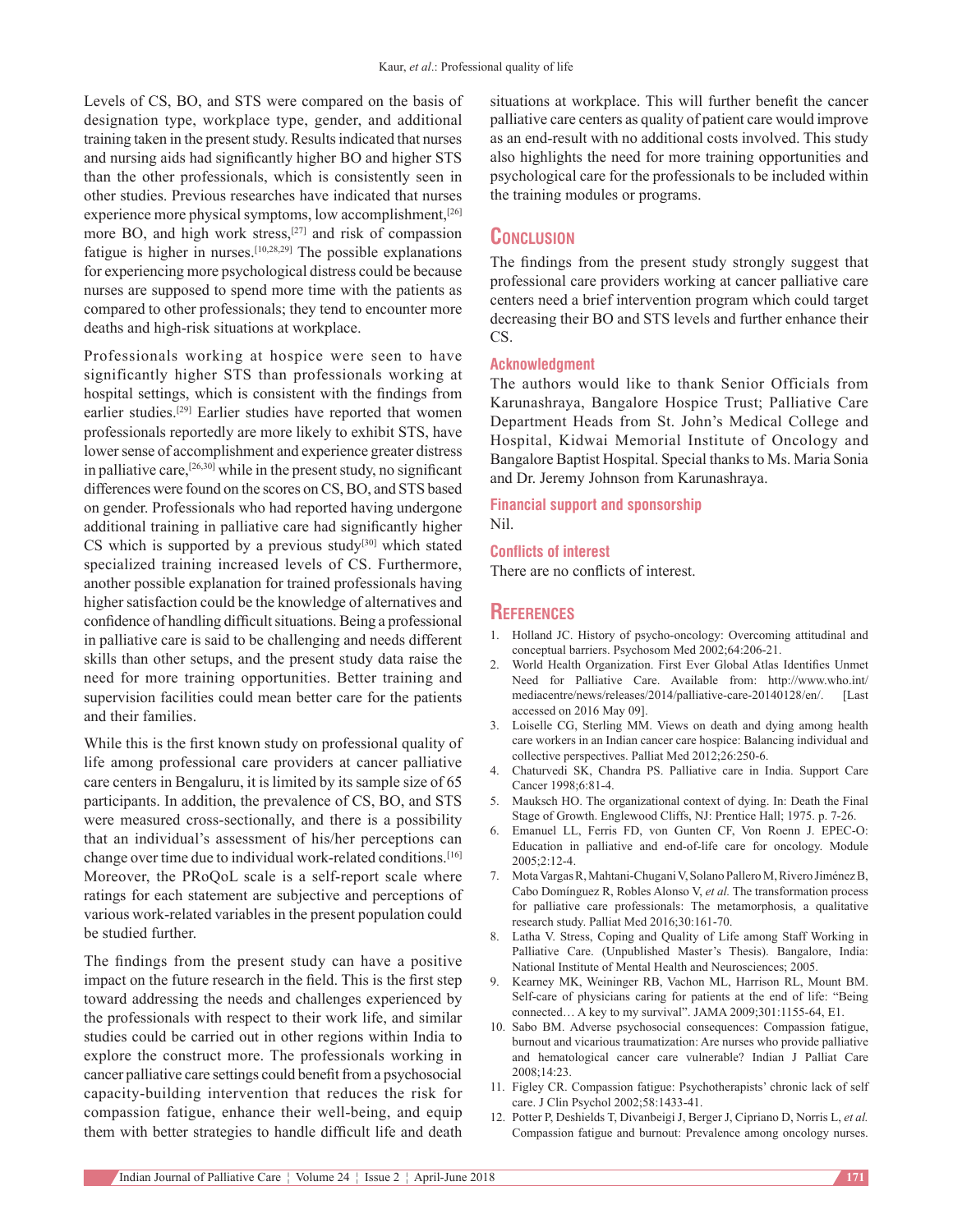Levels of CS, BO, and STS were compared on the basis of designation type, workplace type, gender, and additional training taken in the present study. Results indicated that nurses and nursing aids had significantly higher BO and higher STS than the other professionals, which is consistently seen in other studies. Previous researches have indicated that nurses experience more physical symptoms, low accomplishment,[26] more BO, and high work stress,[27] and risk of compassion fatigue is higher in nurses.[10,28,29] The possible explanations for experiencing more psychological distress could be because nurses are supposed to spend more time with the patients as compared to other professionals; they tend to encounter more deaths and high-risk situations at workplace.

Professionals working at hospice were seen to have significantly higher STS than professionals working at hospital settings, which is consistent with the findings from earlier studies.[29] Earlier studies have reported that women professionals reportedly are more likely to exhibit STS, have lower sense of accomplishment and experience greater distress in palliative care,[26,30] while in the present study, no significant differences were found on the scores on CS, BO, and STS based on gender. Professionals who had reported having undergone additional training in palliative care had significantly higher CS which is supported by a previous study[30] which stated specialized training increased levels of CS. Furthermore, another possible explanation for trained professionals having higher satisfaction could be the knowledge of alternatives and confidence of handling difficult situations. Being a professional in palliative care is said to be challenging and needs different skills than other setups, and the present study data raise the need for more training opportunities. Better training and supervision facilities could mean better care for the patients and their families.

While this is the first known study on professional quality of life among professional care providers at cancer palliative care centers in Bengaluru, it is limited by its sample size of 65 participants. In addition, the prevalence of CS, BO, and STS were measured cross-sectionally, and there is a possibility that an individual's assessment of his/her perceptions can change over time due to individual work-related conditions.[16] Moreover, the PRoQoL scale is a self-report scale where ratings for each statement are subjective and perceptions of various work-related variables in the present population could be studied further.

The findings from the present study can have a positive impact on the future research in the field. This is the first step toward addressing the needs and challenges experienced by the professionals with respect to their work life, and similar studies could be carried out in other regions within India to explore the construct more. The professionals working in cancer palliative care settings could benefit from a psychosocial capacity-building intervention that reduces the risk for compassion fatigue, enhance their well-being, and equip them with better strategies to handle difficult life and death situations at workplace. This will further benefit the cancer palliative care centers as quality of patient care would improve as an end-result with no additional costs involved. This study also highlights the need for more training opportunities and psychological care for the professionals to be included within the training modules or programs.

## Conclusion

The findings from the present study strongly suggest that professional care providers working at cancer palliative care centers need a brief intervention program which could target decreasing their BO and STS levels and further enhance their CS.

### Acknowledgment

The authors would like to thank Senior Officials from Karunashraya, Bangalore Hospice Trust; Palliative Care Department Heads from St. John's Medical College and Hospital, Kidwai Memorial Institute of Oncology and Bangalore Baptist Hospital. Special thanks to Ms. Maria Sonia and Dr. Jeremy Johnson from Karunashraya.

### Financial support and sponsorship

Nil.

### Conflicts of interest

There are no conflicts of interest.

## References

1. Holland JC. History of psycho-oncology: Overcoming attitudinal and conceptual barriers. Psychosom Med 2002;64:206-21.
2. World Health Organization. First Ever Global Atlas Identifies Unmet Need for Palliative Care. Available from: http://www.who.int/mediacentre/news/releases/2014/palliative-care-20140128/en/. [Last accessed on 2016 May 09].
3. Loiselle CG, Sterling MM. Views on death and dying among health care workers in an Indian cancer care hospice: Balancing individual and collective perspectives. Palliat Med 2012;26:250-6.
4. Chaturvedi SK, Chandra PS. Palliative care in India. Support Care Cancer 1998;6:81-4.
5. Mauksch HO. The organizational context of dying. In: Death the Final Stage of Growth. Englewood Cliffs, NJ: Prentice Hall; 1975. p. 7-26.
6. Emanuel LL, Ferris FD, von Gunten CF, Von Roenn J. EPEC-O: Education in palliative and end-of-life care for oncology. Module 2005;2:12-4.
7. Mota Vargas R, Mahtani-Chugani V, Solano Pallero M, Rivero Jiménez B, Cabo Domínguez R, Robles Alonso V, *et al.* The transformation process for palliative care professionals: The metamorphosis, a qualitative research study. Palliat Med 2016;30:161-70.
8. Latha V. Stress, Coping and Quality of Life among Staff Working in Palliative Care. (Unpublished Master's Thesis). Bangalore, India: National Institute of Mental Health and Neurosciences; 2005.
9. Kearney MK, Weininger RB, Vachon ML, Harrison RL, Mount BM. Self-care of physicians caring for patients at the end of life: "Being connected… A key to my survival". JAMA 2009;301:1155-64, E1.
10. Sabo BM. Adverse psychosocial consequences: Compassion fatigue, burnout and vicarious traumatization: Are nurses who provide palliative and hematological cancer care vulnerable? Indian J Palliat Care 2008;14:23.
11. Figley CR. Compassion fatigue: Psychotherapists' chronic lack of self care. J Clin Psychol 2002;58:1433-41.
12. Potter P, Deshields T, Divanbeigi J, Berger J, Cipriano D, Norris L, *et al.* Compassion fatigue and burnout: Prevalence among oncology nurses.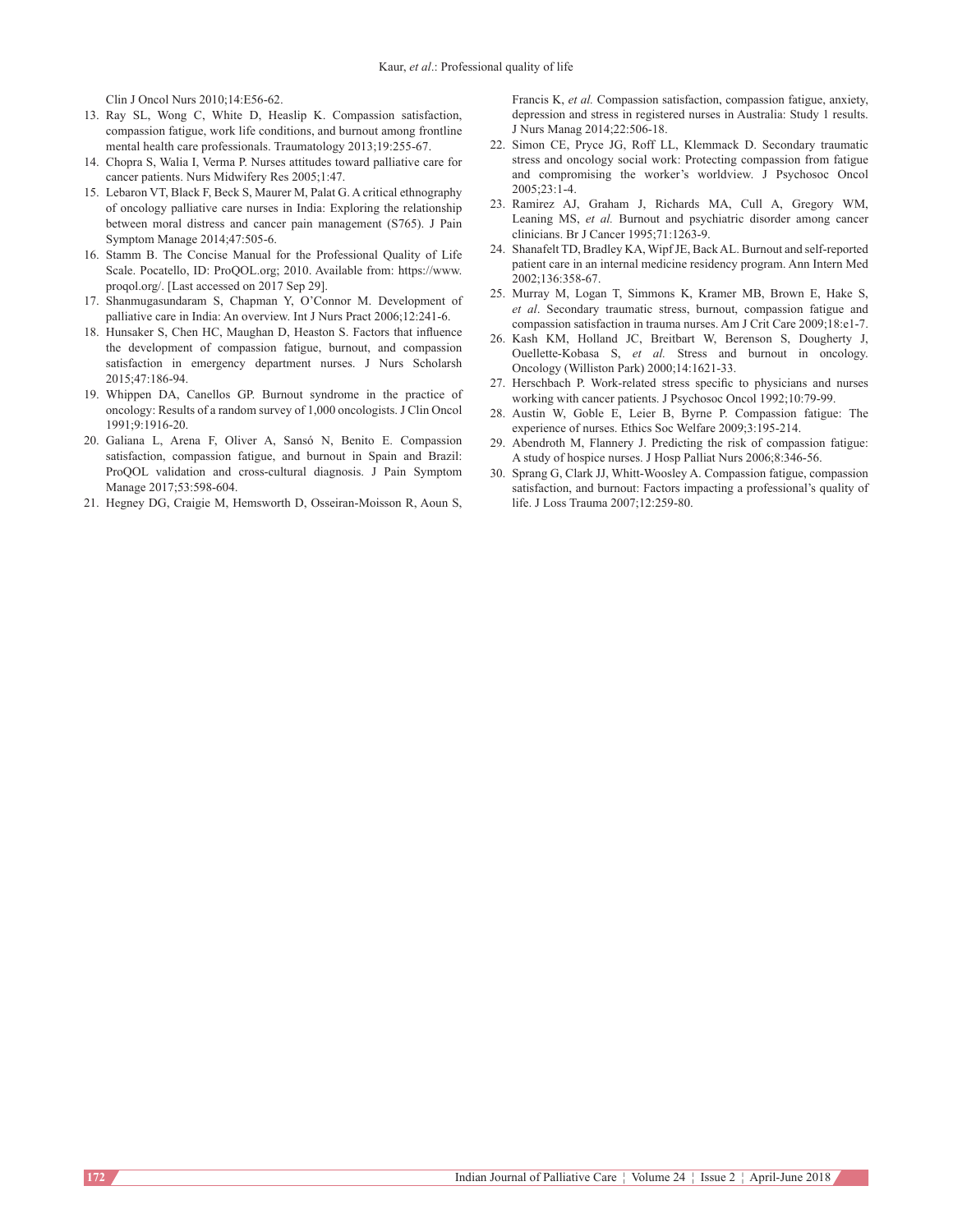Clin J Oncol Nurs 2010;14:E56-62.

13. Ray SL, Wong C, White D, Heaslip K. Compassion satisfaction, compassion fatigue, work life conditions, and burnout among frontline mental health care professionals. Traumatology 2013;19:255-67.
14. Chopra S, Walia I, Verma P. Nurses attitudes toward palliative care for cancer patients. Nurs Midwifery Res 2005;1:47.
15. Lebaron VT, Black F, Beck S, Maurer M, Palat G. A critical ethnography of oncology palliative care nurses in India: Exploring the relationship between moral distress and cancer pain management (S765). J Pain Symptom Manage 2014;47:505-6.
16. Stamm B. The Concise Manual for the Professional Quality of Life Scale. Pocatello, ID: ProQOL.org; 2010. Available from: https://www.proqol.org/. [Last accessed on 2017 Sep 29].
17. Shanmugasundaram S, Chapman Y, O'Connor M. Development of palliative care in India: An overview. Int J Nurs Pract 2006;12:241-6.
18. Hunsaker S, Chen HC, Maughan D, Heaston S. Factors that influence the development of compassion fatigue, burnout, and compassion satisfaction in emergency department nurses. J Nurs Scholarsh 2015;47:186-94.
19. Whippen DA, Canellos GP. Burnout syndrome in the practice of oncology: Results of a random survey of 1,000 oncologists. J Clin Oncol 1991;9:1916-20.
20. Galiana L, Arena F, Oliver A, Sansó N, Benito E. Compassion satisfaction, compassion fatigue, and burnout in Spain and Brazil: ProQOL validation and cross-cultural diagnosis. J Pain Symptom Manage 2017;53:598-604.
21. Hegney DG, Craigie M, Hemsworth D, Osseiran-Moisson R, Aoun S, Francis K, *et al.* Compassion satisfaction, compassion fatigue, anxiety, depression and stress in registered nurses in Australia: Study 1 results. J Nurs Manag 2014;22:506-18.
22. Simon CE, Pryce JG, Roff LL, Klemmack D. Secondary traumatic stress and oncology social work: Protecting compassion from fatigue and compromising the worker's worldview. J Psychosoc Oncol 2005;23:1-4.
23. Ramirez AJ, Graham J, Richards MA, Cull A, Gregory WM, Leaning MS, *et al.* Burnout and psychiatric disorder among cancer clinicians. Br J Cancer 1995;71:1263-9.
24. Shanafelt TD, Bradley KA, Wipf JE, Back AL. Burnout and self-reported patient care in an internal medicine residency program. Ann Intern Med 2002;136:358-67.
25. Murray M, Logan T, Simmons K, Kramer MB, Brown E, Hake S, *et al*. Secondary traumatic stress, burnout, compassion fatigue and compassion satisfaction in trauma nurses. Am J Crit Care 2009;18:e1-7.
26. Kash KM, Holland JC, Breitbart W, Berenson S, Dougherty J, Ouellette-Kobasa S, *et al.* Stress and burnout in oncology. Oncology (Williston Park) 2000;14:1621-33.
27. Herschbach P. Work-related stress specific to physicians and nurses working with cancer patients. J Psychosoc Oncol 1992;10:79-99.
28. Austin W, Goble E, Leier B, Byrne P. Compassion fatigue: The experience of nurses. Ethics Soc Welfare 2009;3:195-214.
29. Abendroth M, Flannery J. Predicting the risk of compassion fatigue: A study of hospice nurses. J Hosp Palliat Nurs 2006;8:346-56.
30. Sprang G, Clark JJ, Whitt-Woosley A. Compassion fatigue, compassion satisfaction, and burnout: Factors impacting a professional's quality of life. J Loss Trauma 2007;12:259-80.